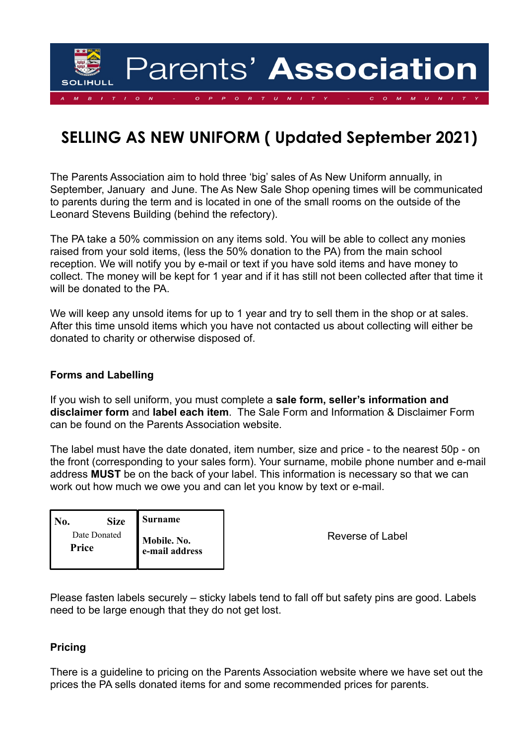Parents' **Association**

AMBITION - OPPORTUNITY - COMMUNITY

# SELLING AS NEW UNIFORM ( Updated September 2021)

The Parents Association aim to hold three 'big' sales of As New Uniform annually, in September, January and June. The As New Sale Shop opening times will be communicated to parents during the term and is located in one of the small rooms on the outside of the Leonard Stevens Building (behind the refectory).

The PA take a 50% commission on any items sold. You will be able to collect any monies raised from your sold items, (less the 50% donation to the PA) from the main school reception. We will notify you by e-mail or text if you have sold items and have money to collect. The money will be kept for 1 year and if it has still not been collected after that time it will be donated to the PA.

We will keep any unsold items for up to 1 year and try to sell them in the shop or at sales. After this time unsold items which you have not contacted us about collecting will either be donated to charity or otherwise disposed of.

### Forms and Labelling

If you wish to sell uniform, you must complete a **sale form, seller's information and disclaimer form** and **label each item**. The Sale Form and Information & Disclaimer Form can be found on the Parents Association website.

The label must have the date donated, item number, size and price - to the nearest 50p - on the front (corresponding to your sales form). Your surname, mobile phone number and e-mail address **MUST** be on the back of your label. This information is necessary so that we can work out how much we owe you and can let you know by text or e-mail.

| **No.** **Size** Date Donated **Price** | **Surname** **Mobile. No.** **e-mail address** |
|---|---|

Reverse of Label

Please fasten labels securely – sticky labels tend to fall off but safety pins are good. Labels need to be large enough that they do not get lost.

### Pricing

There is a guideline to pricing on the Parents Association website where we have set out the prices the PA sells donated items for and some recommended prices for parents.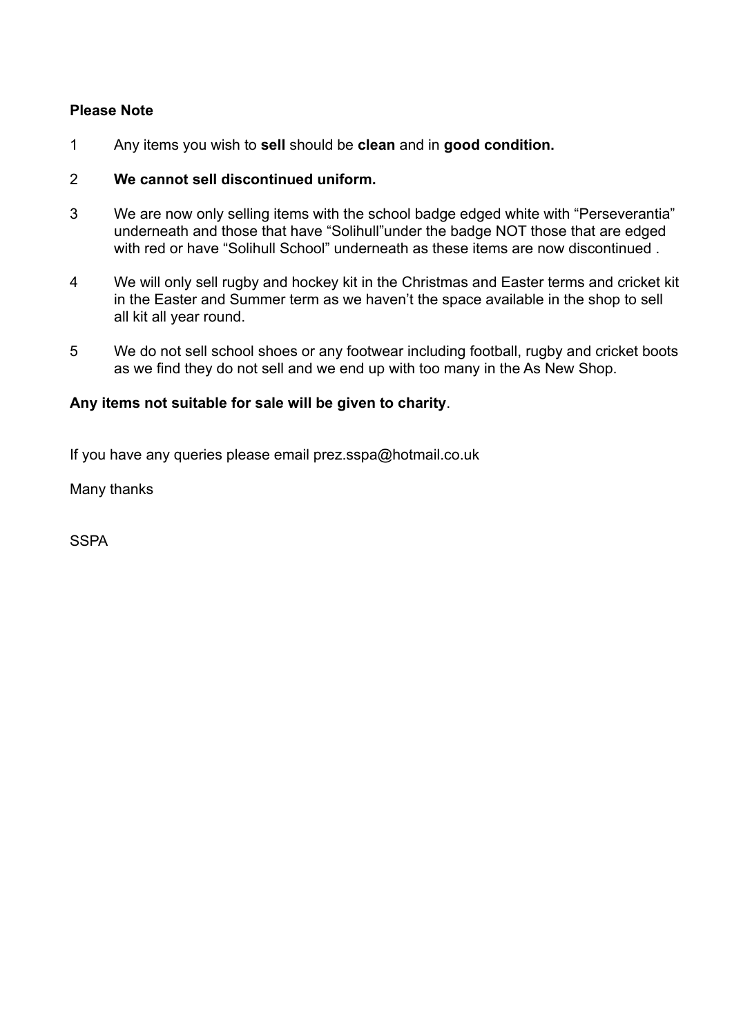**Please Note**

1. Any items you wish to **sell** should be **clean** and in **good condition.**

2. **We cannot sell discontinued uniform.**

3. We are now only selling items with the school badge edged white with “Perseverantia” underneath and those that have “Solihull”under the badge NOT those that are edged with red or have “Solihull School” underneath as these items are now discontinued .

4. We will only sell rugby and hockey kit in the Christmas and Easter terms and cricket kit in the Easter and Summer term as we haven’t the space available in the shop to sell all kit all year round.

5. We do not sell school shoes or any footwear including football, rugby and cricket boots as we find they do not sell and we end up with too many in the As New Shop.

**Any items not suitable for sale will be given to charity**.

If you have any queries please email prez.sspa@hotmail.co.uk

Many thanks

SSPA